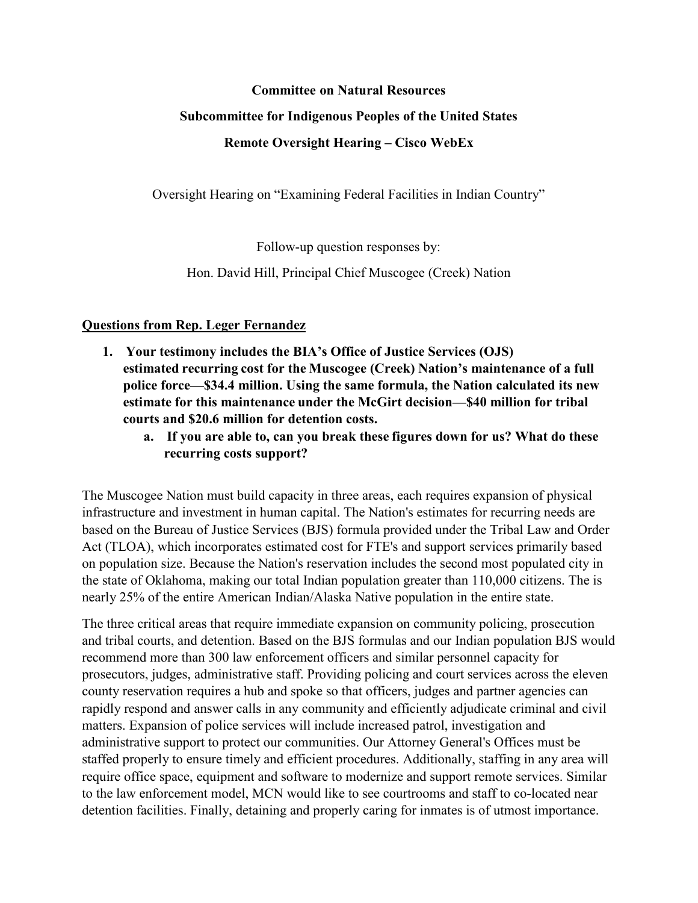**Committee on Natural Resources**

**Subcommittee for Indigenous Peoples of the United States**

**Remote Oversight Hearing – Cisco WebEx**

Oversight Hearing on "Examining Federal Facilities in Indian Country"

Follow-up question responses by:

Hon. David Hill, Principal Chief Muscogee (Creek) Nation

**Questions from Rep. Leger Fernandez**

1. **Your testimony includes the BIA's Office of Justice Services (OJS) estimated recurring cost for the Muscogee (Creek) Nation's maintenance of a full police force—$34.4 million. Using the same formula, the Nation calculated its new estimate for this maintenance under the McGirt decision—$40 million for tribal courts and $20.6 million for detention costs.**
   a. **If you are able to, can you break these figures down for us? What do these recurring costs support?**

The Muscogee Nation must build capacity in three areas, each requires expansion of physical infrastructure and investment in human capital. The Nation's estimates for recurring needs are based on the Bureau of Justice Services (BJS) formula provided under the Tribal Law and Order Act (TLOA), which incorporates estimated cost for FTE's and support services primarily based on population size. Because the Nation's reservation includes the second most populated city in the state of Oklahoma, making our total Indian population greater than 110,000 citizens. The is nearly 25% of the entire American Indian/Alaska Native population in the entire state.

The three critical areas that require immediate expansion on community policing, prosecution and tribal courts, and detention. Based on the BJS formulas and our Indian population BJS would recommend more than 300 law enforcement officers and similar personnel capacity for prosecutors, judges, administrative staff. Providing policing and court services across the eleven county reservation requires a hub and spoke so that officers, judges and partner agencies can rapidly respond and answer calls in any community and efficiently adjudicate criminal and civil matters. Expansion of police services will include increased patrol, investigation and administrative support to protect our communities. Our Attorney General's Offices must be staffed properly to ensure timely and efficient procedures. Additionally, staffing in any area will require office space, equipment and software to modernize and support remote services. Similar to the law enforcement model, MCN would like to see courtrooms and staff to co-located near detention facilities. Finally, detaining and properly caring for inmates is of utmost importance.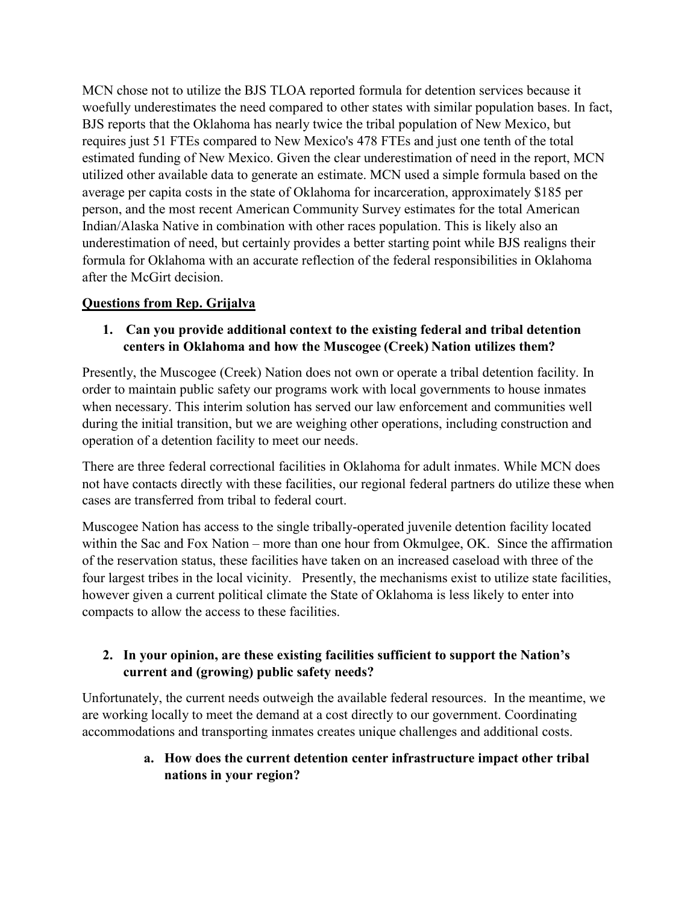MCN chose not to utilize the BJS TLOA reported formula for detention services because it woefully underestimates the need compared to other states with similar population bases. In fact, BJS reports that the Oklahoma has nearly twice the tribal population of New Mexico, but requires just 51 FTEs compared to New Mexico's 478 FTEs and just one tenth of the total estimated funding of New Mexico. Given the clear underestimation of need in the report, MCN utilized other available data to generate an estimate. MCN used a simple formula based on the average per capita costs in the state of Oklahoma for incarceration, approximately $185 per person, and the most recent American Community Survey estimates for the total American Indian/Alaska Native in combination with other races population. This is likely also an underestimation of need, but certainly provides a better starting point while BJS realigns their formula for Oklahoma with an accurate reflection of the federal responsibilities in Oklahoma after the McGirt decision.

**Questions from Rep. Grijalva**

1. **Can you provide additional context to the existing federal and tribal detention centers in Oklahoma and how the Muscogee (Creek) Nation utilizes them?**

Presently, the Muscogee (Creek) Nation does not own or operate a tribal detention facility. In order to maintain public safety our programs work with local governments to house inmates when necessary. This interim solution has served our law enforcement and communities well during the initial transition, but we are weighing other operations, including construction and operation of a detention facility to meet our needs.

There are three federal correctional facilities in Oklahoma for adult inmates. While MCN does not have contacts directly with these facilities, our regional federal partners do utilize these when cases are transferred from tribal to federal court.

Muscogee Nation has access to the single tribally-operated juvenile detention facility located within the Sac and Fox Nation – more than one hour from Okmulgee, OK. Since the affirmation of the reservation status, these facilities have taken on an increased caseload with three of the four largest tribes in the local vicinity. Presently, the mechanisms exist to utilize state facilities, however given a current political climate the State of Oklahoma is less likely to enter into compacts to allow the access to these facilities.

2. **In your opinion, are these existing facilities sufficient to support the Nation's current and (growing) public safety needs?**

Unfortunately, the current needs outweigh the available federal resources. In the meantime, we are working locally to meet the demand at a cost directly to our government. Coordinating accommodations and transporting inmates creates unique challenges and additional costs.

   a. **How does the current detention center infrastructure impact other tribal nations in your region?**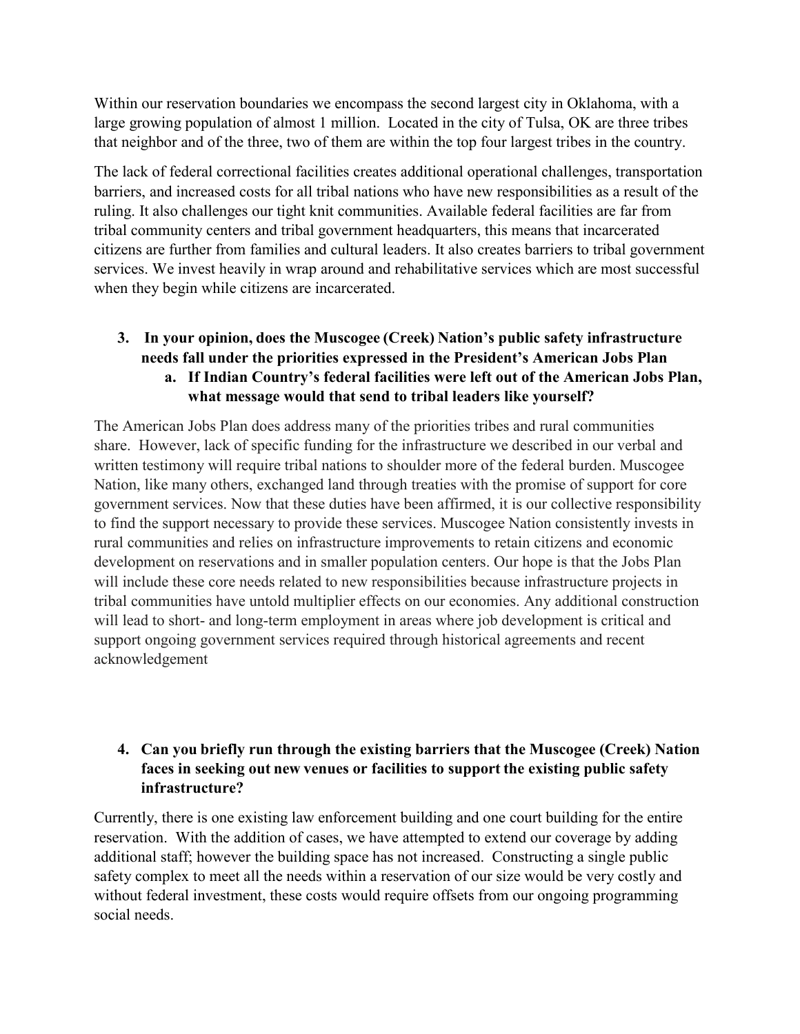Within our reservation boundaries we encompass the second largest city in Oklahoma, with a large growing population of almost 1 million. Located in the city of Tulsa, OK are three tribes that neighbor and of the three, two of them are within the top four largest tribes in the country.

The lack of federal correctional facilities creates additional operational challenges, transportation barriers, and increased costs for all tribal nations who have new responsibilities as a result of the ruling. It also challenges our tight knit communities. Available federal facilities are far from tribal community centers and tribal government headquarters, this means that incarcerated citizens are further from families and cultural leaders. It also creates barriers to tribal government services. We invest heavily in wrap around and rehabilitative services which are most successful when they begin while citizens are incarcerated.

3. **In your opinion, does the Muscogee (Creek) Nation's public safety infrastructure needs fall under the priorities expressed in the President's American Jobs Plan**
   a. **If Indian Country's federal facilities were left out of the American Jobs Plan, what message would that send to tribal leaders like yourself?**

The American Jobs Plan does address many of the priorities tribes and rural communities share. However, lack of specific funding for the infrastructure we described in our verbal and written testimony will require tribal nations to shoulder more of the federal burden. Muscogee Nation, like many others, exchanged land through treaties with the promise of support for core government services. Now that these duties have been affirmed, it is our collective responsibility to find the support necessary to provide these services. Muscogee Nation consistently invests in rural communities and relies on infrastructure improvements to retain citizens and economic development on reservations and in smaller population centers. Our hope is that the Jobs Plan will include these core needs related to new responsibilities because infrastructure projects in tribal communities have untold multiplier effects on our economies. Any additional construction will lead to short- and long-term employment in areas where job development is critical and support ongoing government services required through historical agreements and recent acknowledgement

4. **Can you briefly run through the existing barriers that the Muscogee (Creek) Nation faces in seeking out new venues or facilities to support the existing public safety infrastructure?**

Currently, there is one existing law enforcement building and one court building for the entire reservation. With the addition of cases, we have attempted to extend our coverage by adding additional staff; however the building space has not increased. Constructing a single public safety complex to meet all the needs within a reservation of our size would be very costly and without federal investment, these costs would require offsets from our ongoing programming social needs.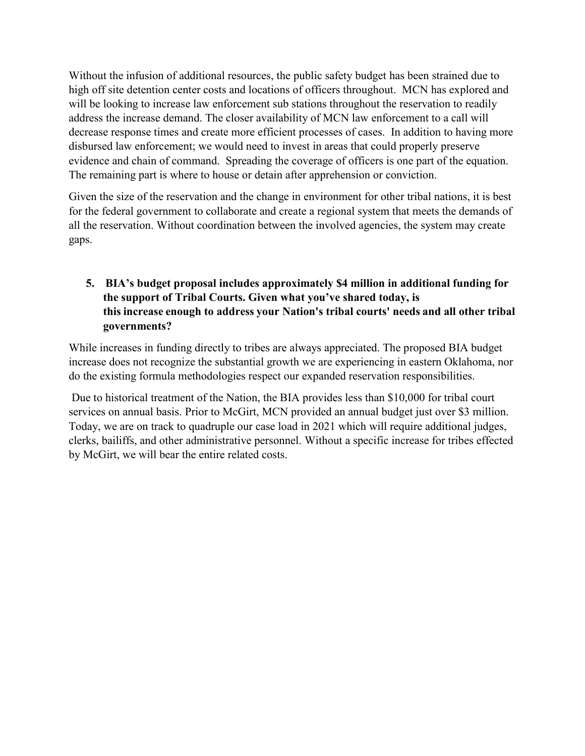Without the infusion of additional resources, the public safety budget has been strained due to high off site detention center costs and locations of officers throughout. MCN has explored and will be looking to increase law enforcement sub stations throughout the reservation to readily address the increase demand. The closer availability of MCN law enforcement to a call will decrease response times and create more efficient processes of cases. In addition to having more disbursed law enforcement; we would need to invest in areas that could properly preserve evidence and chain of command. Spreading the coverage of officers is one part of the equation. The remaining part is where to house or detain after apprehension or conviction.

Given the size of the reservation and the change in environment for other tribal nations, it is best for the federal government to collaborate and create a regional system that meets the demands of all the reservation. Without coordination between the involved agencies, the system may create gaps.

5. **BIA's budget proposal includes approximately $4 million in additional funding for the support of Tribal Courts. Given what you've shared today, is this increase enough to address your Nation's tribal courts' needs and all other tribal governments?**

While increases in funding directly to tribes are always appreciated. The proposed BIA budget increase does not recognize the substantial growth we are experiencing in eastern Oklahoma, nor do the existing formula methodologies respect our expanded reservation responsibilities.

Due to historical treatment of the Nation, the BIA provides less than $10,000 for tribal court services on annual basis. Prior to McGirt, MCN provided an annual budget just over $3 million. Today, we are on track to quadruple our case load in 2021 which will require additional judges, clerks, bailiffs, and other administrative personnel. Without a specific increase for tribes effected by McGirt, we will bear the entire related costs.